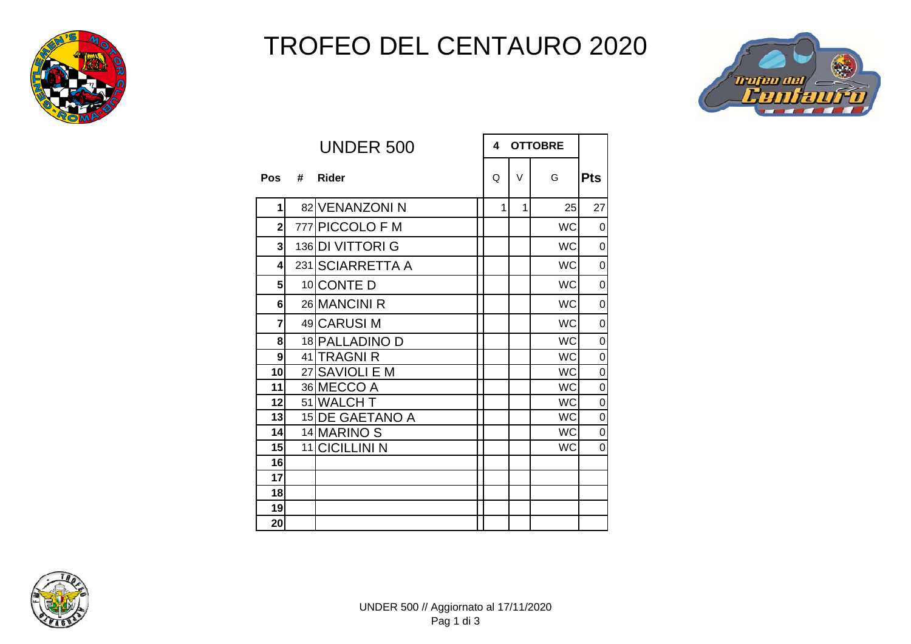# TROFEO DEL CENTAURO 2020

## UNDER 500

| Pos | # | Rider | 4 OTTOBRE Q | V | G | Pts |
|---|---|---|---|---|---|---|
| 1 | 82 | VENANZONI N | 1 | 1 | 25 | 27 |
| 2 | 777 | PICCOLO F M | | | WC | 0 |
| 3 | 136 | DI VITTORI G | | | WC | 0 |
| 4 | 231 | SCIARRETTA A | | | WC | 0 |
| 5 | 10 | CONTE D | | | WC | 0 |
| 6 | 26 | MANCINI R | | | WC | 0 |
| 7 | 49 | CARUSI M | | | WC | 0 |
| 8 | 18 | PALLADINO D | | | WC | 0 |
| 9 | 41 | TRAGNI R | | | WC | 0 |
| 10 | 27 | SAVIOLI E M | | | WC | 0 |
| 11 | 36 | MECCO A | | | WC | 0 |
| 12 | 51 | WALCH T | | | WC | 0 |
| 13 | 15 | DE GAETANO A | | | WC | 0 |
| 14 | 14 | MARINO S | | | WC | 0 |
| 15 | 11 | CICILLINI N | | | WC | 0 |
| 16 | | | | | | |
| 17 | | | | | | |
| 18 | | | | | | |
| 19 | | | | | | |
| 20 | | | | | | |

UNDER 500 // Aggiornato al 17/11/2020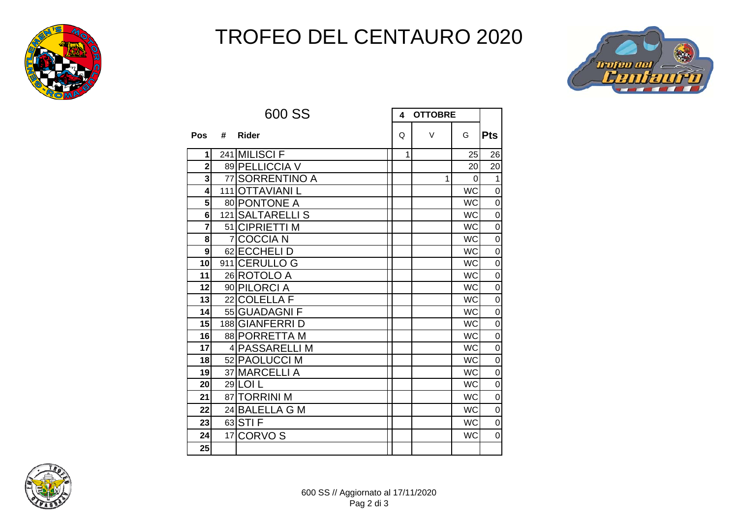# TROFEO DEL CENTAURO 2020

## 600 SS

| Pos | # | Rider | | 4 OTTOBRE | | Pts |
|---|---|---|---|---|---|---|
| | | | Q | V | G | |
| 1 | 241 | MILISCI F | 1 | | 25 | 26 |
| 2 | 89 | PELLICCIA V | | | 20 | 20 |
| 3 | 77 | SORRENTINO A | | 1 | 0 | 1 |
| 4 | 111 | OTTAVIANI L | | | WC | 0 |
| 5 | 80 | PONTONE A | | | WC | 0 |
| 6 | 121 | SALTARELLI S | | | WC | 0 |
| 7 | 51 | CIPRIETTI M | | | WC | 0 |
| 8 | 7 | COCCIA N | | | WC | 0 |
| 9 | 62 | ECCHELI D | | | WC | 0 |
| 10 | 911 | CERULLO G | | | WC | 0 |
| 11 | 26 | ROTOLO A | | | WC | 0 |
| 12 | 90 | PILORCI A | | | WC | 0 |
| 13 | 22 | COLELLA F | | | WC | 0 |
| 14 | 55 | GUADAGNI F | | | WC | 0 |
| 15 | 188 | GIANFERRI D | | | WC | 0 |
| 16 | 88 | PORRETTA M | | | WC | 0 |
| 17 | 4 | PASSARELLI M | | | WC | 0 |
| 18 | 52 | PAOLUCCI M | | | WC | 0 |
| 19 | 37 | MARCELLI A | | | WC | 0 |
| 20 | 29 | LOI L | | | WC | 0 |
| 21 | 87 | TORRINI M | | | WC | 0 |
| 22 | 24 | BALELLA G M | | | WC | 0 |
| 23 | 63 | STI F | | | WC | 0 |
| 24 | 17 | CORVO S | | | WC | 0 |
| 25 | | | | | | |

600 SS // Aggiornato al 17/11/2020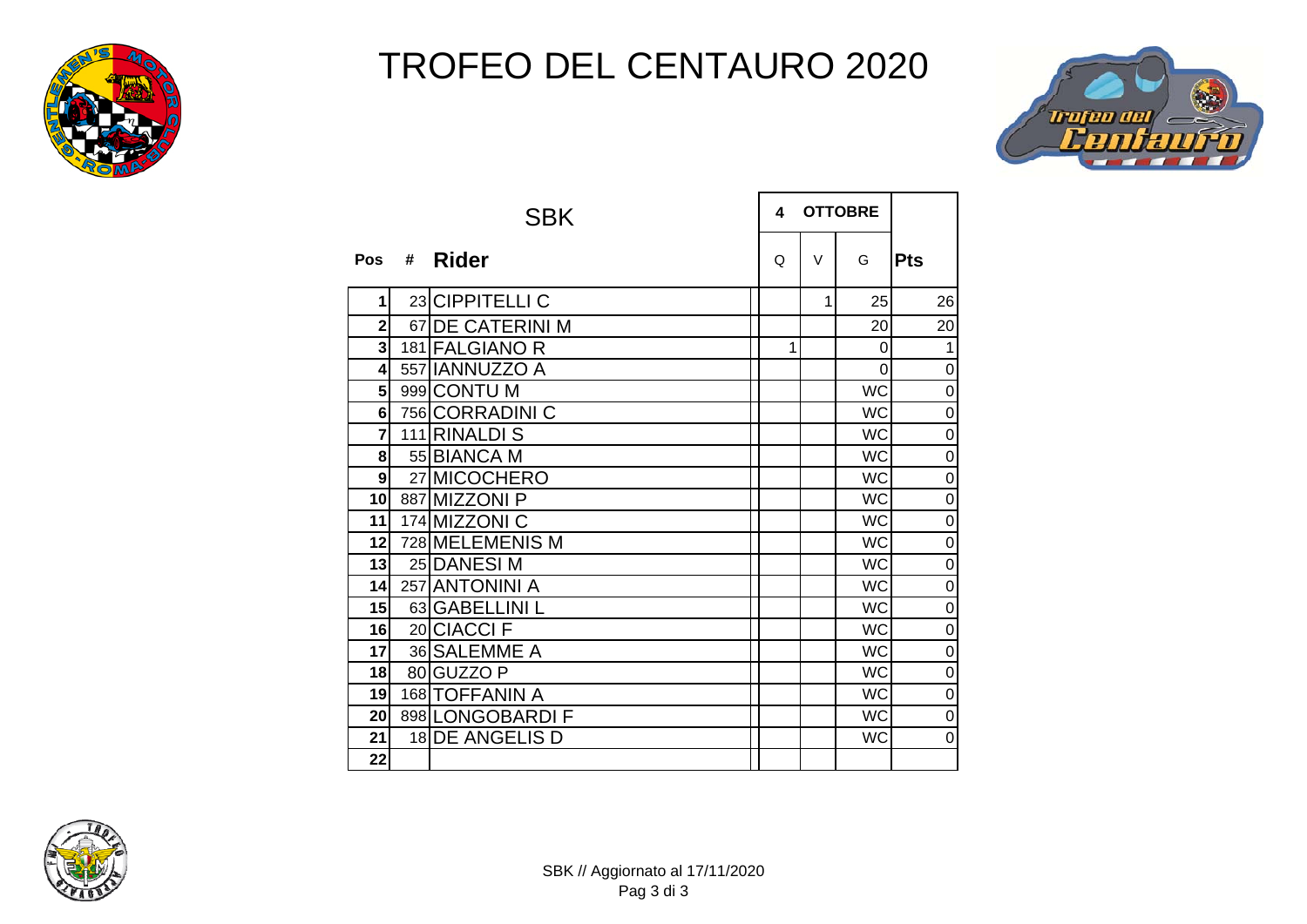# TROFEO DEL CENTAURO 2020

## SBK

| Pos | # | Rider | 4 OTTOBRE | | | Pts |
|---|---|---|---|---|---|---|
| | | | Q | V | G | |
| 1 | 23 | CIPPITELLI C | | 1 | 25 | 26 |
| 2 | 67 | DE CATERINI M | | | 20 | 20 |
| 3 | 181 | FALGIANO R | 1 | | 0 | 1 |
| 4 | 557 | IANNUZZO A | | | 0 | 0 |
| 5 | 999 | CONTU M | | | WC | 0 |
| 6 | 756 | CORRADINI C | | | WC | 0 |
| 7 | 111 | RINALDI S | | | WC | 0 |
| 8 | 55 | BIANCA M | | | WC | 0 |
| 9 | 27 | MICOCHERO | | | WC | 0 |
| 10 | 887 | MIZZONI P | | | WC | 0 |
| 11 | 174 | MIZZONI C | | | WC | 0 |
| 12 | 728 | MELEMENIS M | | | WC | 0 |
| 13 | 25 | DANESI M | | | WC | 0 |
| 14 | 257 | ANTONINI A | | | WC | 0 |
| 15 | 63 | GABELLINI L | | | WC | 0 |
| 16 | 20 | CIACCI F | | | WC | 0 |
| 17 | 36 | SALEMME A | | | WC | 0 |
| 18 | 80 | GUZZO P | | | WC | 0 |
| 19 | 168 | TOFFANIN A | | | WC | 0 |
| 20 | 898 | LONGOBARDI F | | | WC | 0 |
| 21 | 18 | DE ANGELIS D | | | WC | 0 |
| 22 | | | | | | |

SBK // Aggiornato al 17/11/2020